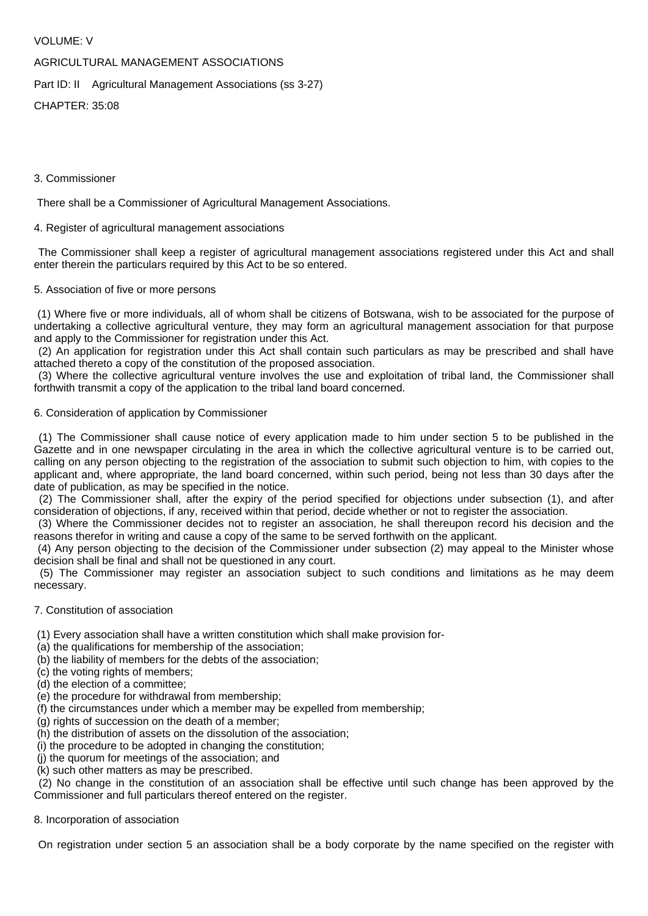VOLUME: V

AGRICULTURAL MANAGEMENT ASSOCIATIONS

Part ID: II Agricultural Management Associations (ss 3-27)

CHAPTER: 35:08

3. Commissioner

There shall be a Commissioner of Agricultural Management Associations.

4. Register of agricultural management associations

The Commissioner shall keep a register of agricultural management associations registered under this Act and shall enter therein the particulars required by this Act to be so entered.

5. Association of five or more persons

(1) Where five or more individuals, all of whom shall be citizens of Botswana, wish to be associated for the purpose of undertaking a collective agricultural venture, they may form an agricultural management association for that purpose and apply to the Commissioner for registration under this Act.

(2) An application for registration under this Act shall contain such particulars as may be prescribed and shall have attached thereto a copy of the constitution of the proposed association.

(3) Where the collective agricultural venture involves the use and exploitation of tribal land, the Commissioner shall forthwith transmit a copy of the application to the tribal land board concerned.

6. Consideration of application by Commissioner

(1) The Commissioner shall cause notice of every application made to him under section 5 to be published in the Gazette and in one newspaper circulating in the area in which the collective agricultural venture is to be carried out, calling on any person objecting to the registration of the association to submit such objection to him, with copies to the applicant and, where appropriate, the land board concerned, within such period, being not less than 30 days after the date of publication, as may be specified in the notice.

(2) The Commissioner shall, after the expiry of the period specified for objections under subsection (1), and after consideration of objections, if any, received within that period, decide whether or not to register the association.

(3) Where the Commissioner decides not to register an association, he shall thereupon record his decision and the reasons therefor in writing and cause a copy of the same to be served forthwith on the applicant.

(4) Any person objecting to the decision of the Commissioner under subsection (2) may appeal to the Minister whose decision shall be final and shall not be questioned in any court.

(5) The Commissioner may register an association subject to such conditions and limitations as he may deem necessary.

7. Constitution of association

(1) Every association shall have a written constitution which shall make provision for-

(a) the qualifications for membership of the association;

(b) the liability of members for the debts of the association;

(c) the voting rights of members;

(d) the election of a committee;

(e) the procedure for withdrawal from membership;

(f) the circumstances under which a member may be expelled from membership;

(g) rights of succession on the death of a member;

(h) the distribution of assets on the dissolution of the association;

(i) the procedure to be adopted in changing the constitution;

(j) the quorum for meetings of the association; and

(k) such other matters as may be prescribed.

(2) No change in the constitution of an association shall be effective until such change has been approved by the Commissioner and full particulars thereof entered on the register.

8. Incorporation of association

On registration under section 5 an association shall be a body corporate by the name specified on the register with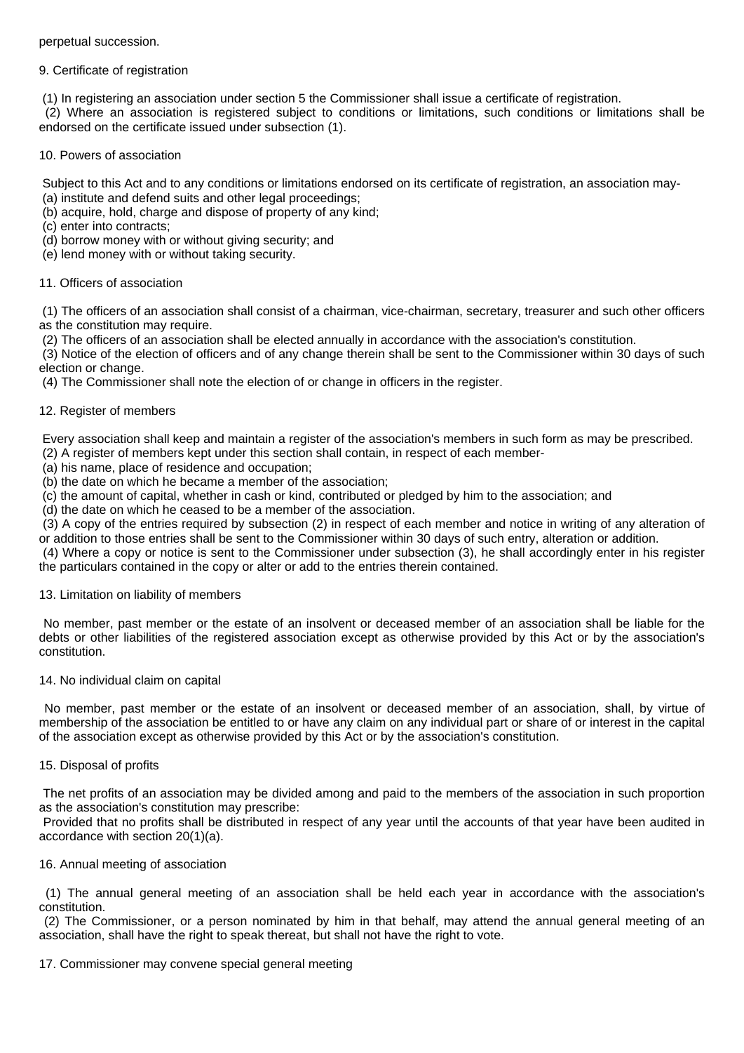perpetual succession.

### 9. Certificate of registration

(1) In registering an association under section 5 the Commissioner shall issue a certificate of registration.

(2) Where an association is registered subject to conditions or limitations, such conditions or limitations shall be endorsed on the certificate issued under subsection (1).

### 10. Powers of association

Subject to this Act and to any conditions or limitations endorsed on its certificate of registration, an association may-

(a) institute and defend suits and other legal proceedings;

(b) acquire, hold, charge and dispose of property of any kind;

(c) enter into contracts;

(d) borrow money with or without giving security; and

(e) lend money with or without taking security.

### 11. Officers of association

(1) The officers of an association shall consist of a chairman, vice-chairman, secretary, treasurer and such other officers as the constitution may require.

(2) The officers of an association shall be elected annually in accordance with the association's constitution.

(3) Notice of the election of officers and of any change therein shall be sent to the Commissioner within 30 days of such election or change.

(4) The Commissioner shall note the election of or change in officers in the register.

### 12. Register of members

Every association shall keep and maintain a register of the association's members in such form as may be prescribed.

(2) A register of members kept under this section shall contain, in respect of each member-

(a) his name, place of residence and occupation;

(b) the date on which he became a member of the association;

(c) the amount of capital, whether in cash or kind, contributed or pledged by him to the association; and

(d) the date on which he ceased to be a member of the association.

(3) A copy of the entries required by subsection (2) in respect of each member and notice in writing of any alteration of or addition to those entries shall be sent to the Commissioner within 30 days of such entry, alteration or addition.

(4) Where a copy or notice is sent to the Commissioner under subsection (3), he shall accordingly enter in his register the particulars contained in the copy or alter or add to the entries therein contained.

### 13. Limitation on liability of members

No member, past member or the estate of an insolvent or deceased member of an association shall be liable for the debts or other liabilities of the registered association except as otherwise provided by this Act or by the association's constitution.

### 14. No individual claim on capital

No member, past member or the estate of an insolvent or deceased member of an association, shall, by virtue of membership of the association be entitled to or have any claim on any individual part or share of or interest in the capital of the association except as otherwise provided by this Act or by the association's constitution.

### 15. Disposal of profits

The net profits of an association may be divided among and paid to the members of the association in such proportion as the association's constitution may prescribe:

Provided that no profits shall be distributed in respect of any year until the accounts of that year have been audited in accordance with section 20(1)(a).

### 16. Annual meeting of association

(1) The annual general meeting of an association shall be held each year in accordance with the association's constitution.

(2) The Commissioner, or a person nominated by him in that behalf, may attend the annual general meeting of an association, shall have the right to speak thereat, but shall not have the right to vote.

### 17. Commissioner may convene special general meeting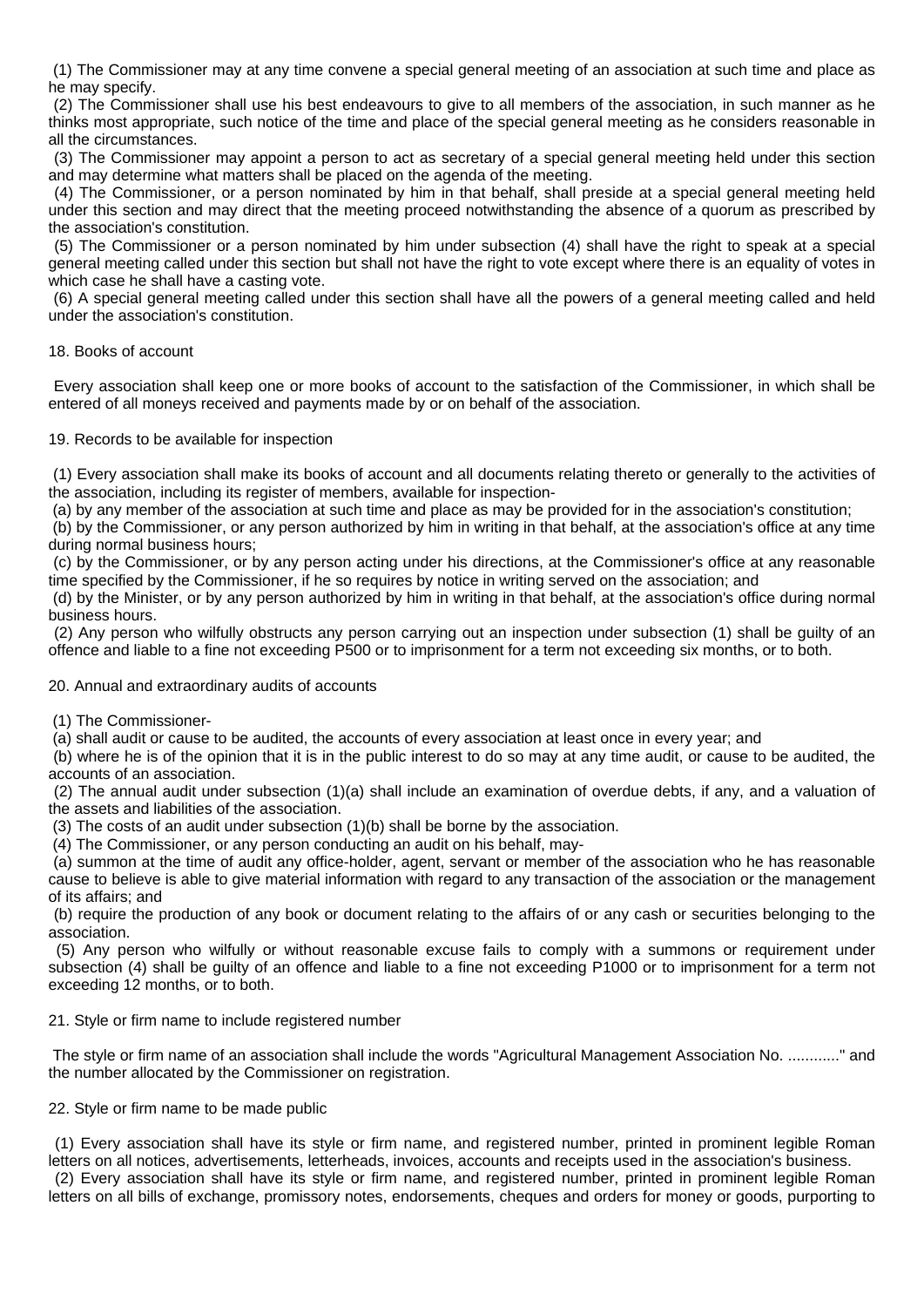(1) The Commissioner may at any time convene a special general meeting of an association at such time and place as he may specify.

(2) The Commissioner shall use his best endeavours to give to all members of the association, in such manner as he thinks most appropriate, such notice of the time and place of the special general meeting as he considers reasonable in all the circumstances.

(3) The Commissioner may appoint a person to act as secretary of a special general meeting held under this section and may determine what matters shall be placed on the agenda of the meeting.

(4) The Commissioner, or a person nominated by him in that behalf, shall preside at a special general meeting held under this section and may direct that the meeting proceed notwithstanding the absence of a quorum as prescribed by the association's constitution.

(5) The Commissioner or a person nominated by him under subsection (4) shall have the right to speak at a special general meeting called under this section but shall not have the right to vote except where there is an equality of votes in which case he shall have a casting vote.

(6) A special general meeting called under this section shall have all the powers of a general meeting called and held under the association's constitution.

### 18. Books of account

Every association shall keep one or more books of account to the satisfaction of the Commissioner, in which shall be entered of all moneys received and payments made by or on behalf of the association.

### 19. Records to be available for inspection

(1) Every association shall make its books of account and all documents relating thereto or generally to the activities of the association, including its register of members, available for inspection-

(a) by any member of the association at such time and place as may be provided for in the association's constitution;

(b) by the Commissioner, or any person authorized by him in writing in that behalf, at the association's office at any time during normal business hours;

(c) by the Commissioner, or by any person acting under his directions, at the Commissioner's office at any reasonable time specified by the Commissioner, if he so requires by notice in writing served on the association; and

(d) by the Minister, or by any person authorized by him in writing in that behalf, at the association's office during normal business hours.

(2) Any person who wilfully obstructs any person carrying out an inspection under subsection (1) shall be guilty of an offence and liable to a fine not exceeding P500 or to imprisonment for a term not exceeding six months, or to both.

### 20. Annual and extraordinary audits of accounts

(1) The Commissioner-

(a) shall audit or cause to be audited, the accounts of every association at least once in every year; and

(b) where he is of the opinion that it is in the public interest to do so may at any time audit, or cause to be audited, the accounts of an association.

(2) The annual audit under subsection (1)(a) shall include an examination of overdue debts, if any, and a valuation of the assets and liabilities of the association.

(3) The costs of an audit under subsection (1)(b) shall be borne by the association.

(4) The Commissioner, or any person conducting an audit on his behalf, may-

(a) summon at the time of audit any office-holder, agent, servant or member of the association who he has reasonable cause to believe is able to give material information with regard to any transaction of the association or the management of its affairs; and

(b) require the production of any book or document relating to the affairs of or any cash or securities belonging to the association.

(5) Any person who wilfully or without reasonable excuse fails to comply with a summons or requirement under subsection (4) shall be guilty of an offence and liable to a fine not exceeding P1000 or to imprisonment for a term not exceeding 12 months, or to both.

### 21. Style or firm name to include registered number

The style or firm name of an association shall include the words "Agricultural Management Association No. ............" and the number allocated by the Commissioner on registration.

### 22. Style or firm name to be made public

(1) Every association shall have its style or firm name, and registered number, printed in prominent legible Roman letters on all notices, advertisements, letterheads, invoices, accounts and receipts used in the association's business.

(2) Every association shall have its style or firm name, and registered number, printed in prominent legible Roman letters on all bills of exchange, promissory notes, endorsements, cheques and orders for money or goods, purporting to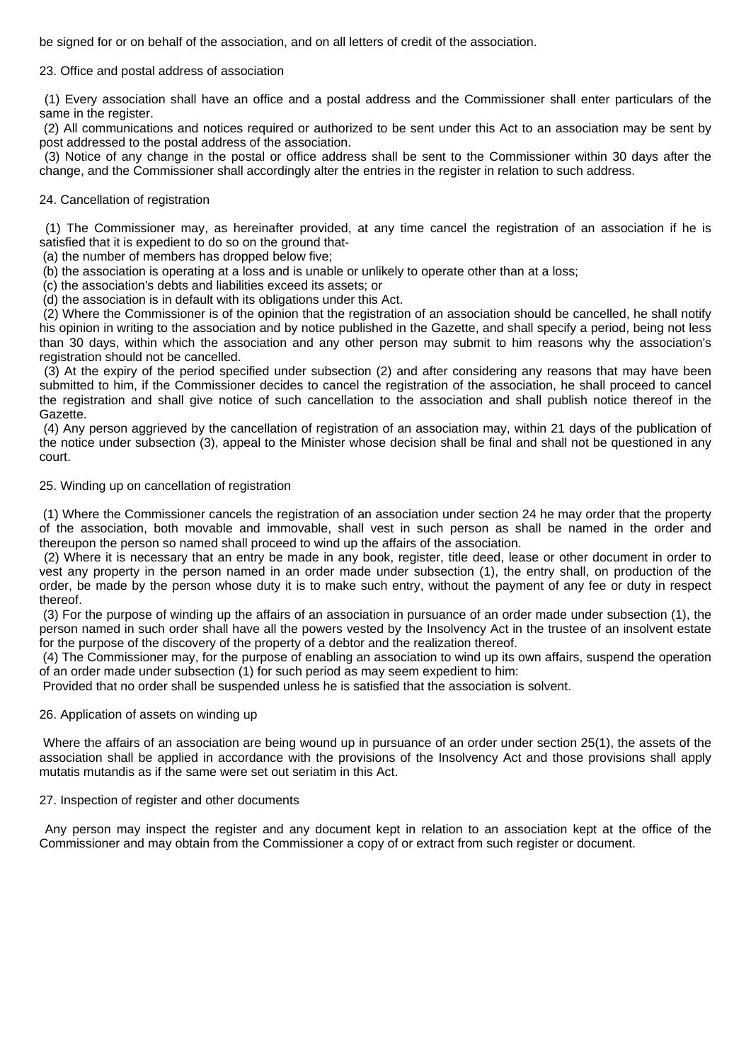be signed for or on behalf of the association, and on all letters of credit of the association.

## 23. Office and postal address of association

(1) Every association shall have an office and a postal address and the Commissioner shall enter particulars of the same in the register.

(2) All communications and notices required or authorized to be sent under this Act to an association may be sent by post addressed to the postal address of the association.

(3) Notice of any change in the postal or office address shall be sent to the Commissioner within 30 days after the change, and the Commissioner shall accordingly alter the entries in the register in relation to such address.

## 24. Cancellation of registration

(1) The Commissioner may, as hereinafter provided, at any time cancel the registration of an association if he is satisfied that it is expedient to do so on the ground that-

(a) the number of members has dropped below five;

(b) the association is operating at a loss and is unable or unlikely to operate other than at a loss;

(c) the association's debts and liabilities exceed its assets; or

(d) the association is in default with its obligations under this Act.

(2) Where the Commissioner is of the opinion that the registration of an association should be cancelled, he shall notify his opinion in writing to the association and by notice published in the Gazette, and shall specify a period, being not less than 30 days, within which the association and any other person may submit to him reasons why the association's registration should not be cancelled.

(3) At the expiry of the period specified under subsection (2) and after considering any reasons that may have been submitted to him, if the Commissioner decides to cancel the registration of the association, he shall proceed to cancel the registration and shall give notice of such cancellation to the association and shall publish notice thereof in the Gazette.

(4) Any person aggrieved by the cancellation of registration of an association may, within 21 days of the publication of the notice under subsection (3), appeal to the Minister whose decision shall be final and shall not be questioned in any court.

## 25. Winding up on cancellation of registration

(1) Where the Commissioner cancels the registration of an association under section 24 he may order that the property of the association, both movable and immovable, shall vest in such person as shall be named in the order and thereupon the person so named shall proceed to wind up the affairs of the association.

(2) Where it is necessary that an entry be made in any book, register, title deed, lease or other document in order to vest any property in the person named in an order made under subsection (1), the entry shall, on production of the order, be made by the person whose duty it is to make such entry, without the payment of any fee or duty in respect thereof.

(3) For the purpose of winding up the affairs of an association in pursuance of an order made under subsection (1), the person named in such order shall have all the powers vested by the Insolvency Act in the trustee of an insolvent estate for the purpose of the discovery of the property of a debtor and the realization thereof.

(4) The Commissioner may, for the purpose of enabling an association to wind up its own affairs, suspend the operation of an order made under subsection (1) for such period as may seem expedient to him:

Provided that no order shall be suspended unless he is satisfied that the association is solvent.

## 26. Application of assets on winding up

Where the affairs of an association are being wound up in pursuance of an order under section 25(1), the assets of the association shall be applied in accordance with the provisions of the Insolvency Act and those provisions shall apply mutatis mutandis as if the same were set out seriatim in this Act.

## 27. Inspection of register and other documents

Any person may inspect the register and any document kept in relation to an association kept at the office of the Commissioner and may obtain from the Commissioner a copy of or extract from such register or document.